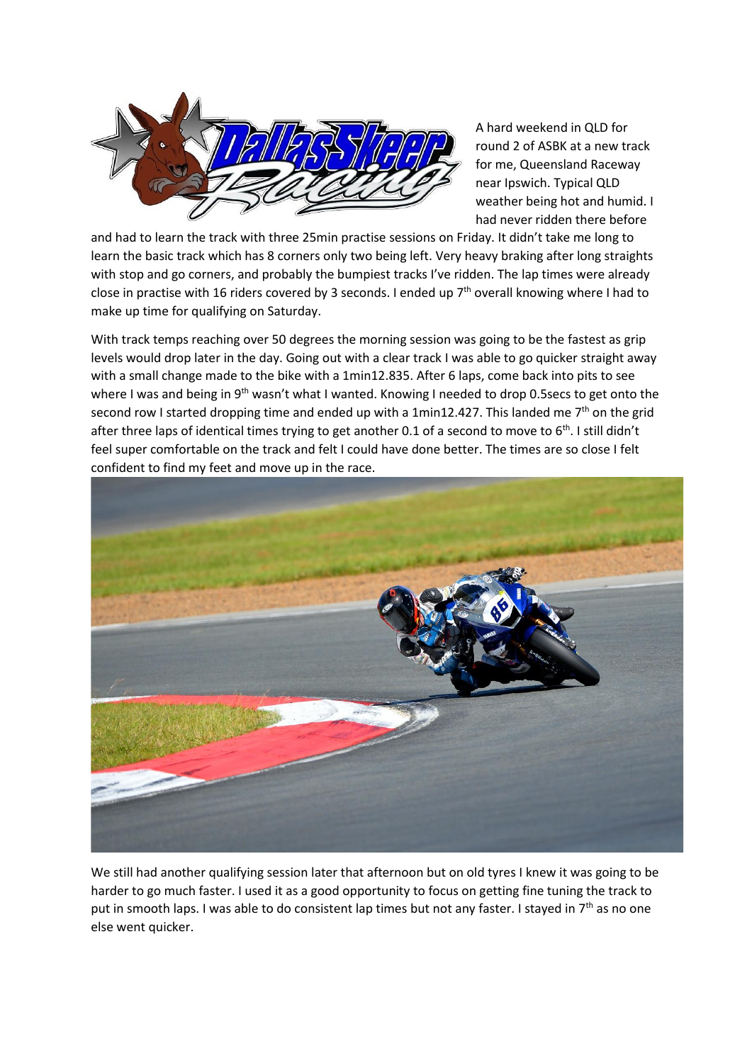A hard weekend in QLD for round 2 of ASBK at a new track for me, Queensland Raceway near Ipswich. Typical QLD weather being hot and humid. I had never ridden there before and had to learn the track with three 25min practise sessions on Friday. It didn't take me long to learn the basic track which has 8 corners only two being left. Very heavy braking after long straights with stop and go corners, and probably the bumpiest tracks I've ridden. The lap times were already close in practise with 16 riders covered by 3 seconds. I ended up 7th overall knowing where I had to make up time for qualifying on Saturday.

With track temps reaching over 50 degrees the morning session was going to be the fastest as grip levels would drop later in the day. Going out with a clear track I was able to go quicker straight away with a small change made to the bike with a 1min12.835. After 6 laps, come back into pits to see where I was and being in 9th wasn't what I wanted. Knowing I needed to drop 0.5secs to get onto the second row I started dropping time and ended up with a 1min12.427. This landed me 7th on the grid after three laps of identical times trying to get another 0.1 of a second to move to 6th. I still didn't feel super comfortable on the track and felt I could have done better. The times are so close I felt confident to find my feet and move up in the race.

We still had another qualifying session later that afternoon but on old tyres I knew it was going to be harder to go much faster. I used it as a good opportunity to focus on getting fine tuning the track to put in smooth laps. I was able to do consistent lap times but not any faster. I stayed in 7th as no one else went quicker.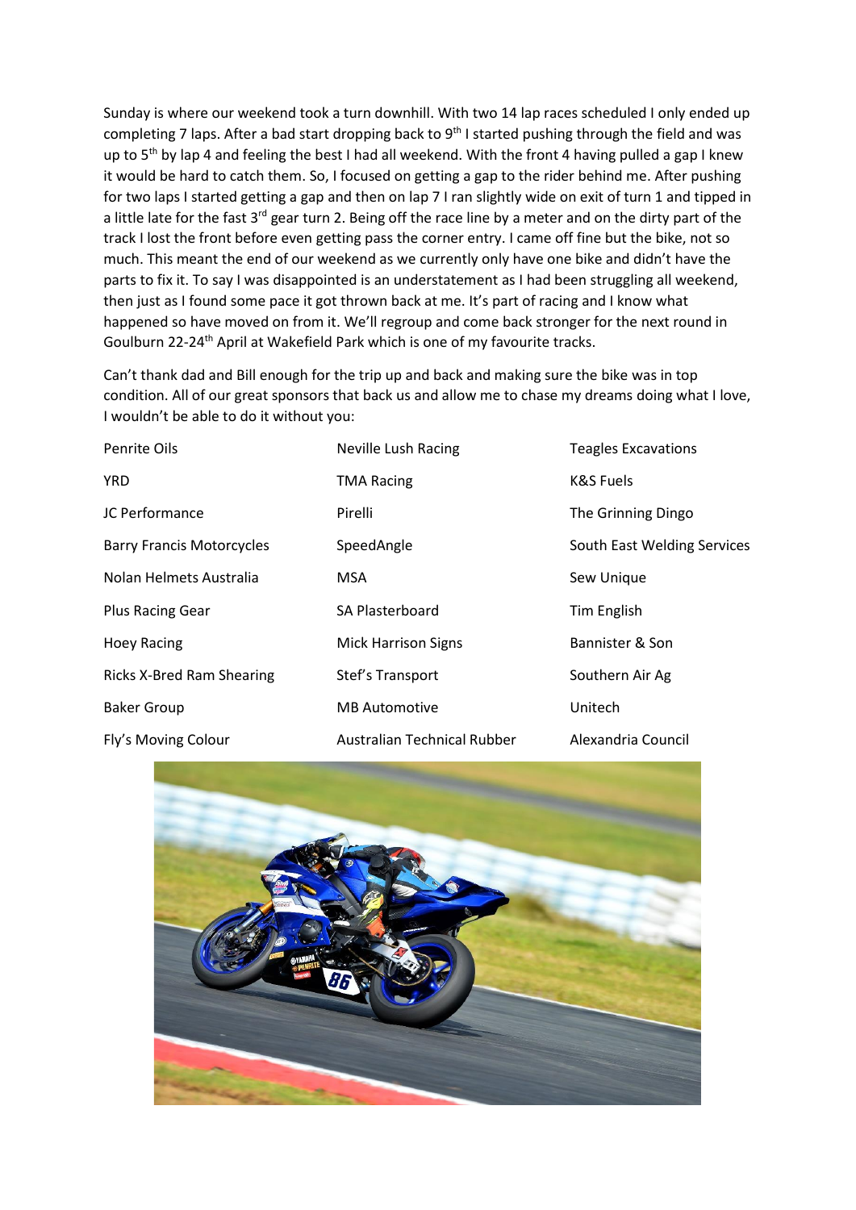Sunday is where our weekend took a turn downhill. With two 14 lap races scheduled I only ended up completing 7 laps. After a bad start dropping back to 9th I started pushing through the field and was up to 5th by lap 4 and feeling the best I had all weekend. With the front 4 having pulled a gap I knew it would be hard to catch them. So, I focused on getting a gap to the rider behind me. After pushing for two laps I started getting a gap and then on lap 7 I ran slightly wide on exit of turn 1 and tipped in a little late for the fast 3rd gear turn 2. Being off the race line by a meter and on the dirty part of the track I lost the front before even getting pass the corner entry. I came off fine but the bike, not so much. This meant the end of our weekend as we currently only have one bike and didn't have the parts to fix it. To say I was disappointed is an understatement as I had been struggling all weekend, then just as I found some pace it got thrown back at me. It's part of racing and I know what happened so have moved on from it. We'll regroup and come back stronger for the next round in Goulburn 22-24th April at Wakefield Park which is one of my favourite tracks.

Can't thank dad and Bill enough for the trip up and back and making sure the bike was in top condition. All of our great sponsors that back us and allow me to chase my dreams doing what I love, I wouldn't be able to do it without you:

| | | |
|---|---|---|
| Penrite Oils | Neville Lush Racing | Teagles Excavations |
| YRD | TMA Racing | K&S Fuels |
| JC Performance | Pirelli | The Grinning Dingo |
| Barry Francis Motorcycles | SpeedAngle | South East Welding Services |
| Nolan Helmets Australia | MSA | Sew Unique |
| Plus Racing Gear | SA Plasterboard | Tim English |
| Hoey Racing | Mick Harrison Signs | Bannister & Son |
| Ricks X-Bred Ram Shearing | Stef's Transport | Southern Air Ag |
| Baker Group | MB Automotive | Unitech |
| Fly's Moving Colour | Australian Technical Rubber | Alexandria Council |